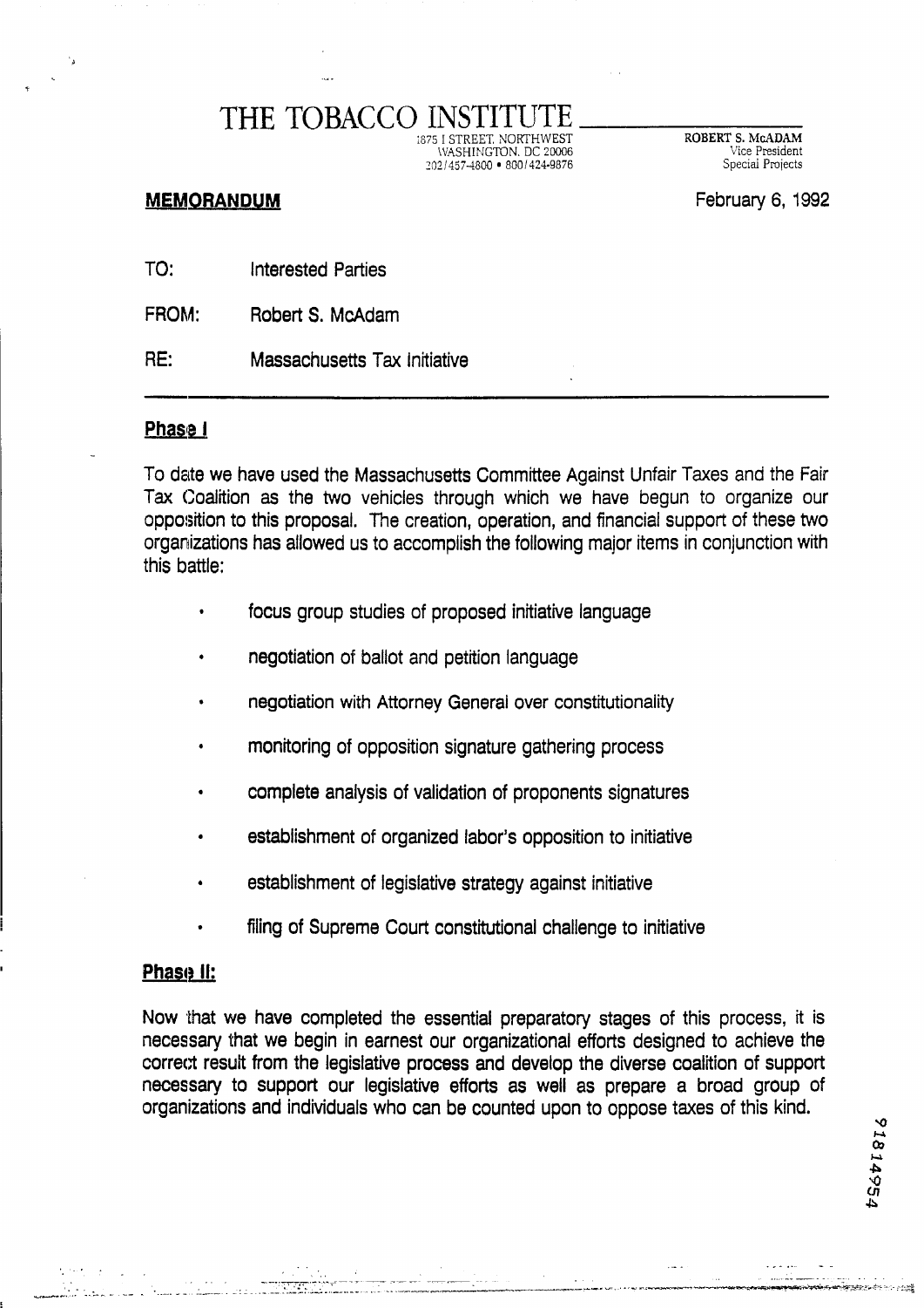# THE TOBACCO INSTITUTE

1875 I STREET, NORTHWEST
WASHINGTON, DC 20006
202/457-4800 • 800/424-9876

ROBERT S. McADAM
Vice President
Special Projects

**MEMORANDUM**

February 6, 1992

TO: Interested Parties

FROM: Robert S. McAdam

RE: Massachusetts Tax Initiative

---

**Phase I**

To date we have used the Massachusetts Committee Against Unfair Taxes and the Fair Tax Coalition as the two vehicles through which we have begun to organize our opposition to this proposal. The creation, operation, and financial support of these two organizations has allowed us to accomplish the following major items in conjunction with this battle:

- focus group studies of proposed initiative language
- negotiation of ballot and petition language
- negotiation with Attorney General over constitutionality
- monitoring of opposition signature gathering process
- complete analysis of validation of proponents signatures
- establishment of organized labor's opposition to initiative
- establishment of legislative strategy against initiative
- filing of Supreme Court constitutional challenge to initiative

**Phase II:**

Now that we have completed the essential preparatory stages of this process, it is necessary that we begin in earnest our organizational efforts designed to achieve the correct result from the legislative process and develop the diverse coalition of support necessary to support our legislative efforts as well as prepare a broad group of organizations and individuals who can be counted upon to oppose taxes of this kind.

91814954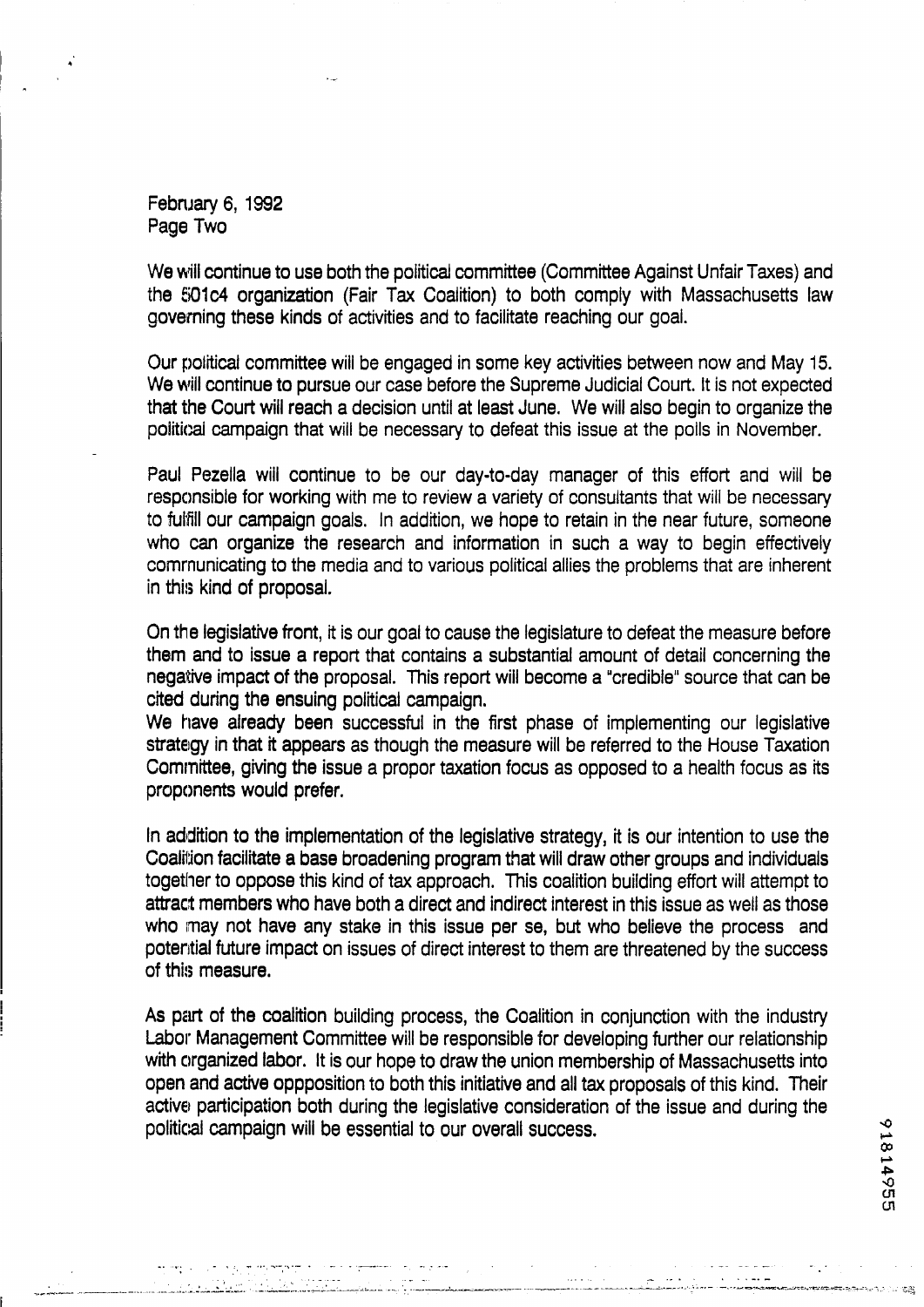February 6, 1992
Page Two

We will continue to use both the political committee (Committee Against Unfair Taxes) and the 501c4 organization (Fair Tax Coalition) to both comply with Massachusetts law governing these kinds of activities and to facilitate reaching our goal.

Our political committee will be engaged in some key activities between now and May 15. We will continue to pursue our case before the Supreme Judicial Court. It is not expected that the Court will reach a decision until at least June. We will also begin to organize the political campaign that will be necessary to defeat this issue at the polls in November.

Paul Pezella will continue to be our day-to-day manager of this effort and will be responsible for working with me to review a variety of consultants that will be necessary to fulfill our campaign goals. In addition, we hope to retain in the near future, someone who can organize the research and information in such a way to begin effectively communicating to the media and to various political allies the problems that are inherent in this kind of proposal.

On the legislative front, it is our goal to cause the legislature to defeat the measure before them and to issue a report that contains a substantial amount of detail concerning the negative impact of the proposal. This report will become a "credible" source that can be cited during the ensuing political campaign.
We have already been successful in the first phase of implementing our legislative strategy in that it appears as though the measure will be referred to the House Taxation Committee, giving the issue a propor taxation focus as opposed to a health focus as its proponents would prefer.

In addition to the implementation of the legislative strategy, it is our intention to use the Coalition facilitate a base broadening program that will draw other groups and individuals together to oppose this kind of tax approach. This coalition building effort will attempt to attract members who have both a direct and indirect interest in this issue as well as those who may not have any stake in this issue per se, but who believe the process and potential future impact on issues of direct interest to them are threatened by the success of this measure.

As part of the coalition building process, the Coalition in conjunction with the industry Labor Management Committee will be responsible for developing further our relationship with organized labor. It is our hope to draw the union membership of Massachusetts into open and active oppposition to both this initiative and all tax proposals of this kind. Their active participation both during the legislative consideration of the issue and during the political campaign will be essential to our overall success.

91814955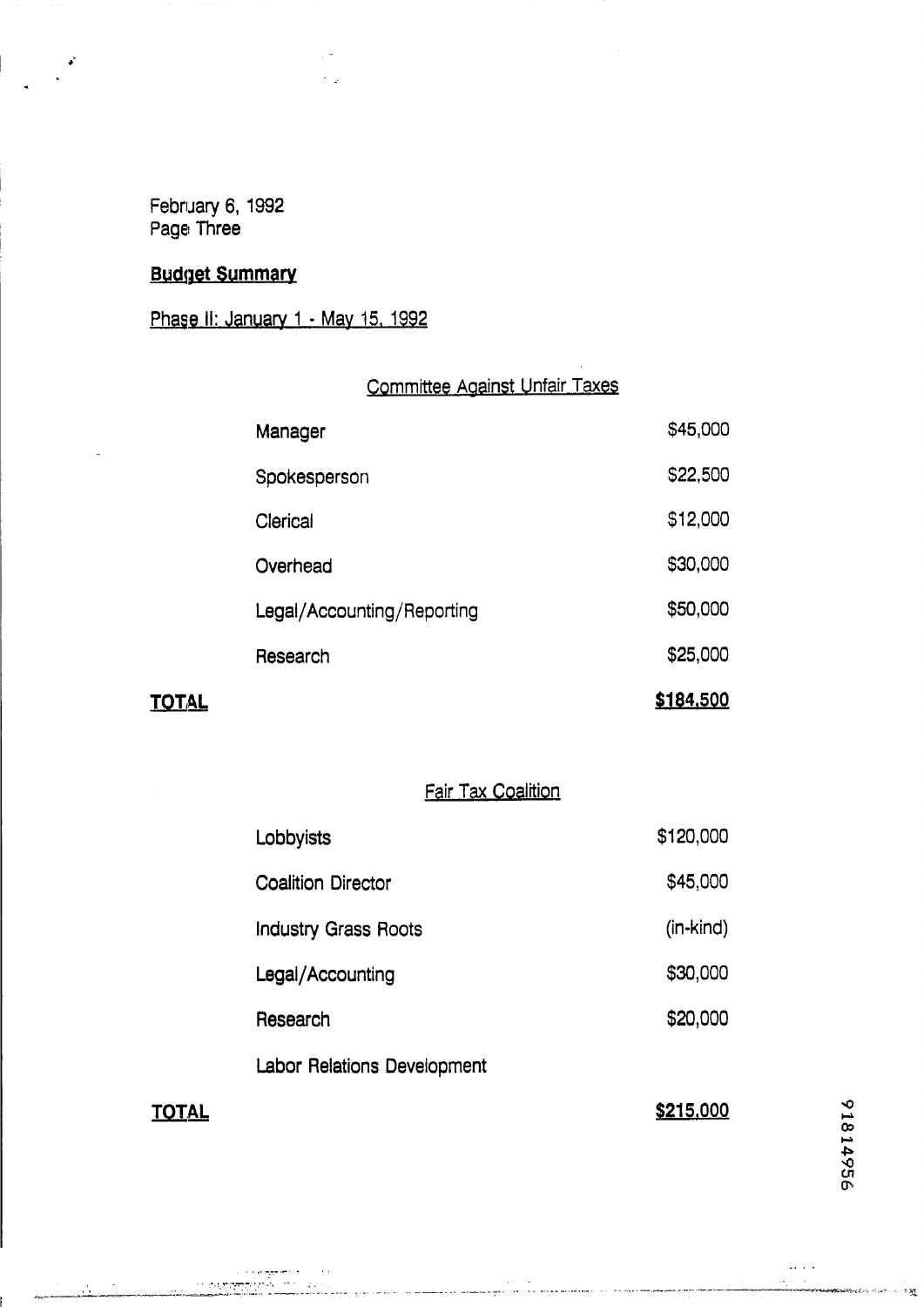February 6, 1992
Page Three

**Budget Summary**

Phase II: January 1 - May 15, 1992

Committee Against Unfair Taxes

| | |
|---|---|
| Manager | $45,000 |
| Spokesperson | $22,500 |
| Clerical | $12,000 |
| Overhead | $30,000 |
| Legal/Accounting/Reporting | $50,000 |
| Research | $25,000 |
| **TOTAL** | **$184,500** |

Fair Tax Coalition

| | |
|---|---|
| Lobbyists | $120,000 |
| Coalition Director | $45,000 |
| Industry Grass Roots | (in-kind) |
| Legal/Accounting | $30,000 |
| Research | $20,000 |
| Labor Relations Development | |
| **TOTAL** | **$215,000** |

91814956